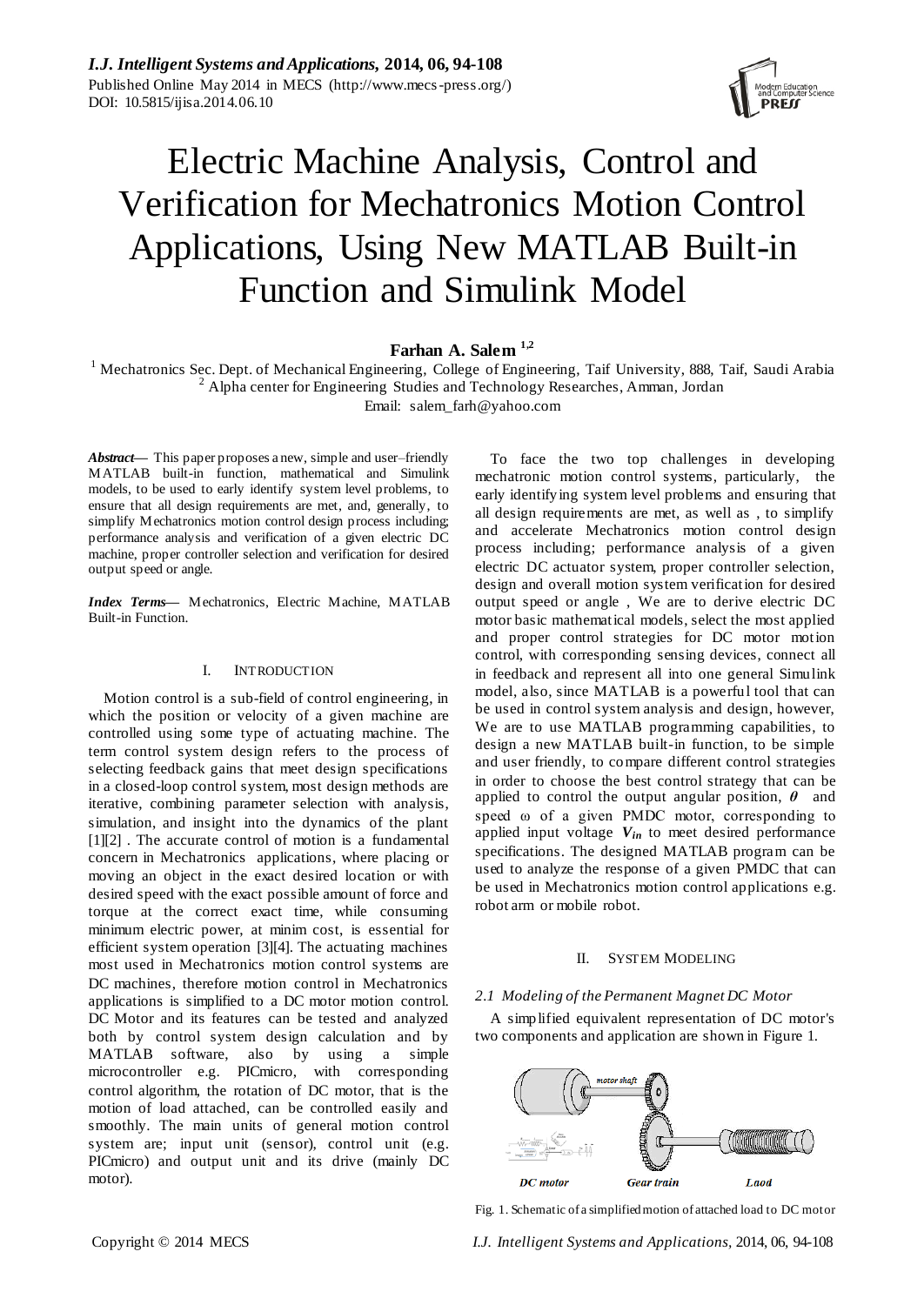# Electric Machine Analysis, Control and Verification for Mechatronics Motion Control Applications, Using New MATLAB Built-in Function and Simulink Model

**Farhan A. Salem [1,2]**

[1] Mechatronics Sec. Dept. of Mechanical Engineering, College of Engineering, Taif University, 888, Taif, Saudi Arabia
[2] Alpha center for Engineering Studies and Technology Researches, Amman, Jordan
Email: salem_farh@yahoo.com

***Abstract*—** This paper proposes a new, simple and user–friendly MATLAB built-in function, mathematical and Simulink models, to be used to early identify system level problems, to ensure that all design requirements are met, and, generally, to simplify Mechatronics motion control design process including; performance analysis and verification of a given electric DC machine, proper controller selection and verification for desired output speed or angle.

***Index Terms*—** Mechatronics, Electric Machine, MATLAB Built-in Function.

## I. INTRODUCTION

Motion control is a sub-field of control engineering, in which the position or velocity of a given machine are controlled using some type of actuating machine. The term control system design refers to the process of selecting feedback gains that meet design specifications in a closed-loop control system, most design methods are iterative, combining parameter selection with analysis, simulation, and insight into the dynamics of the plant [1][2] . The accurate control of motion is a fundamental concern in Mechatronics applications, where placing or moving an object in the exact desired location or with desired speed with the exact possible amount of force and torque at the correct exact time, while consuming minimum electric power, at minim cost, is essential for efficient system operation [3][4]. The actuating machines most used in Mechatronics motion control systems are DC machines, therefore motion control in Mechatronics applications is simplified to a DC motor motion control. DC Motor and its features can be tested and analyzed both by control system design calculation and by MATLAB software, also by using a simple microcontroller e.g. PICmicro, with corresponding control algorithm, the rotation of DC motor, that is the motion of load attached, can be controlled easily and smoothly. The main units of general motion control system are; input unit (sensor), control unit (e.g. PICmicro) and output unit and its drive (mainly DC motor).

To face the two top challenges in developing mechatronic motion control systems, particularly, the early identifying system level problems and ensuring that all design requirements are met, as well as , to simplify and accelerate Mechatronics motion control design process including; performance analysis of a given electric DC actuator system, proper controller selection, design and overall motion system verification for desired output speed or angle , We are to derive electric DC motor basic mathematical models, select the most applied and proper control strategies for DC motor motion control, with corresponding sensing devices, connect all in feedback and represent all into one general Simulink model, also, since MATLAB is a powerful tool that can be used in control system analysis and design, however, We are to use MATLAB programming capabilities, to design a new MATLAB built-in function, to be simple and user friendly, to compare different control strategies in order to choose the best control strategy that can be applied to control the output angular position, $\theta$ and speed $\omega$ of a given PMDC motor, corresponding to applied input voltage $V_{in}$ to meet desired performance specifications. The designed MATLAB program can be used to analyze the response of a given PMDC that can be used in Mechatronics motion control applications e.g. robot arm or mobile robot.

## II. SYSTEM MODELING

### 2.1 Modeling of the Permanent Magnet DC Motor

A simplified equivalent representation of DC motor's two components and application are shown in Figure 1.

Fig. 1. Schematic of a simplified motion of attached load to DC motor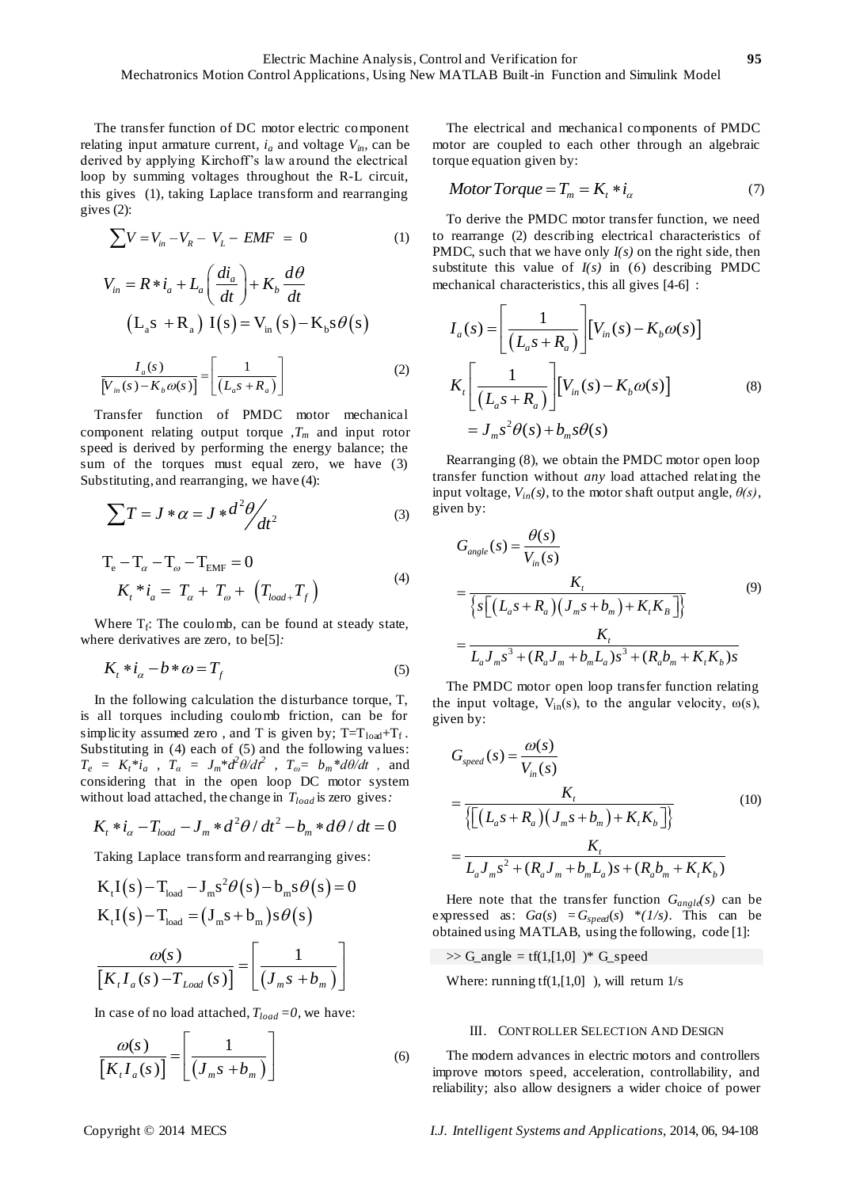The transfer function of DC motor electric component relating input armature current, $i_a$ and voltage $V_{in}$, can be derived by applying Kirchoff's law around the electrical loop by summing voltages throughout the R-L circuit, this gives (1), taking Laplace transform and rearranging gives (2):

$$\sum V = V_{in} - V_R - V_L - EMF = 0 \tag{1}$$

$$V_{in} = R * i_a + L_a\left(\frac{di_a}{dt}\right) + K_b\frac{d\theta}{dt}$$

$$\left(L_a s + R_a\right) I(s) = V_{in}(s) - K_b s\theta(s)$$

$$\frac{I_a(s)}{\left[V_{in}(s) - K_b\omega(s)\right]} = \left[\frac{1}{\left(L_a s + R_a\right)}\right] \tag{2}$$

Transfer function of PMDC motor mechanical component relating output torque ,$T_m$ and input rotor speed is derived by performing the energy balance; the sum of the torques must equal zero, we have (3) Substituting, and rearranging, we have (4):

$$\sum T = J * \alpha = J * \frac{d^2\theta}{dt^2} \tag{3}$$

$$T_e - T_\alpha - T_\omega - T_{EMF} = 0$$
$$K_t * i_a = T_\alpha + T_\omega + \left(T_{load} + T_f\right) \tag{4}$$

Where $T_f$: The coulomb, can be found at steady state, where derivatives are zero, to be[5]*:*

$$K_t * i_\alpha - b * \omega = T_f \tag{5}$$

In the following calculation the disturbance torque, T, is all torques including coulomb friction, can be for simplicity assumed zero , and T is given by; $T=T_{load}+T_f$ . Substituting in (4) each of (5) and the following values: $T_e = K_t{*}i_a$ , $T_\alpha = J_m{*}d^2\theta/dt^2$ , $T_\omega = b_m{*}d\theta/dt$ , and considering that in the open loop DC motor system without load attached, the change in $T_{load}$ is zero gives*:*

$$K_t * i_\alpha - T_{load} - J_m * d^2\theta / dt^2 - b_m * d\theta / dt = 0$$

Taking Laplace transform and rearranging gives:

$$K_t I(s) - T_{load} - J_m s^2\theta(s) - b_m s\theta(s) = 0$$
$$K_t I(s) - T_{load} = \left(J_m s + b_m\right) s\theta(s)$$

$$\frac{\omega(s)}{\left[K_t I_a(s) - T_{Load}(s)\right]} = \left[\frac{1}{\left(J_m s + b_m\right)}\right]$$

In case of no load attached, $T_{load}=0$, we have:

$$\frac{\omega(s)}{\left[K_t I_a(s)\right]} = \left[\frac{1}{\left(J_m s + b_m\right)}\right] \tag{6}$$

The electrical and mechanical components of PMDC motor are coupled to each other through an algebraic torque equation given by:

$$Motor\,Torque = T_m = K_t * i_\alpha \tag{7}$$

To derive the PMDC motor transfer function, we need to rearrange (2) describing electrical characteristics of PMDC, such that we have only *I(s)* on the right side, then substitute this value of *I(s)* in (6) describing PMDC mechanical characteristics, this all gives [4-6] :

$$I_a(s) = \left[\frac{1}{\left(L_a s + R_a\right)}\right]\left[V_{in}(s) - K_b\omega(s)\right]$$

$$K_t\left[\frac{1}{\left(L_a s + R_a\right)}\right]\left[V_{in}(s) - K_b\omega(s)\right] \tag{8}$$
$$= J_m s^2\theta(s) + b_m s\theta(s)$$

Rearranging (8), we obtain the PMDC motor open loop transfer function without *any* load attached relating the input voltage, $V_{in}(s)$, to the motor shaft output angle, $\theta(s)$, given by:

$$G_{angle}(s) = \frac{\theta(s)}{V_{in}(s)}$$
$$= \frac{K_t}{\left\{s\left[\left(L_a s + R_a\right)\left(J_m s + b_m\right) + K_t K_B\right]\right\}} \tag{9}$$
$$= \frac{K_t}{L_a J_m s^3 + (R_a J_m + b_m L_a)s^3 + (R_a b_m + K_t K_b)s}$$

The PMDC motor open loop transfer function relating the input voltage, $V_{in}(s)$, to the angular velocity, $\omega(s)$, given by:

$$G_{speed}(s) = \frac{\omega(s)}{V_{in}(s)}$$
$$= \frac{K_t}{\left\{\left[\left(L_a s + R_a\right)\left(J_m s + b_m\right) + K_t K_b\right]\right\}} \tag{10}$$
$$= \frac{K_t}{L_a J_m s^2 + (R_a J_m + b_m L_a)s + (R_a b_m + K_t K_b)}$$

Here note that the transfer function $G_{angle}(s)$ can be expressed as: $Ga(s) = G_{speed}(s) * (1/s)$. This can be obtained using MATLAB, using the following, code [1]:

```
>> G_angle = tf(1,[1,0] )* G_speed
```

Where: running tf(1,[1,0] ), will return 1/s

## III. Controller Selection And Design

The modern advances in electric motors and controllers improve motors speed, acceleration, controllability, and reliability; also allow designers a wider choice of power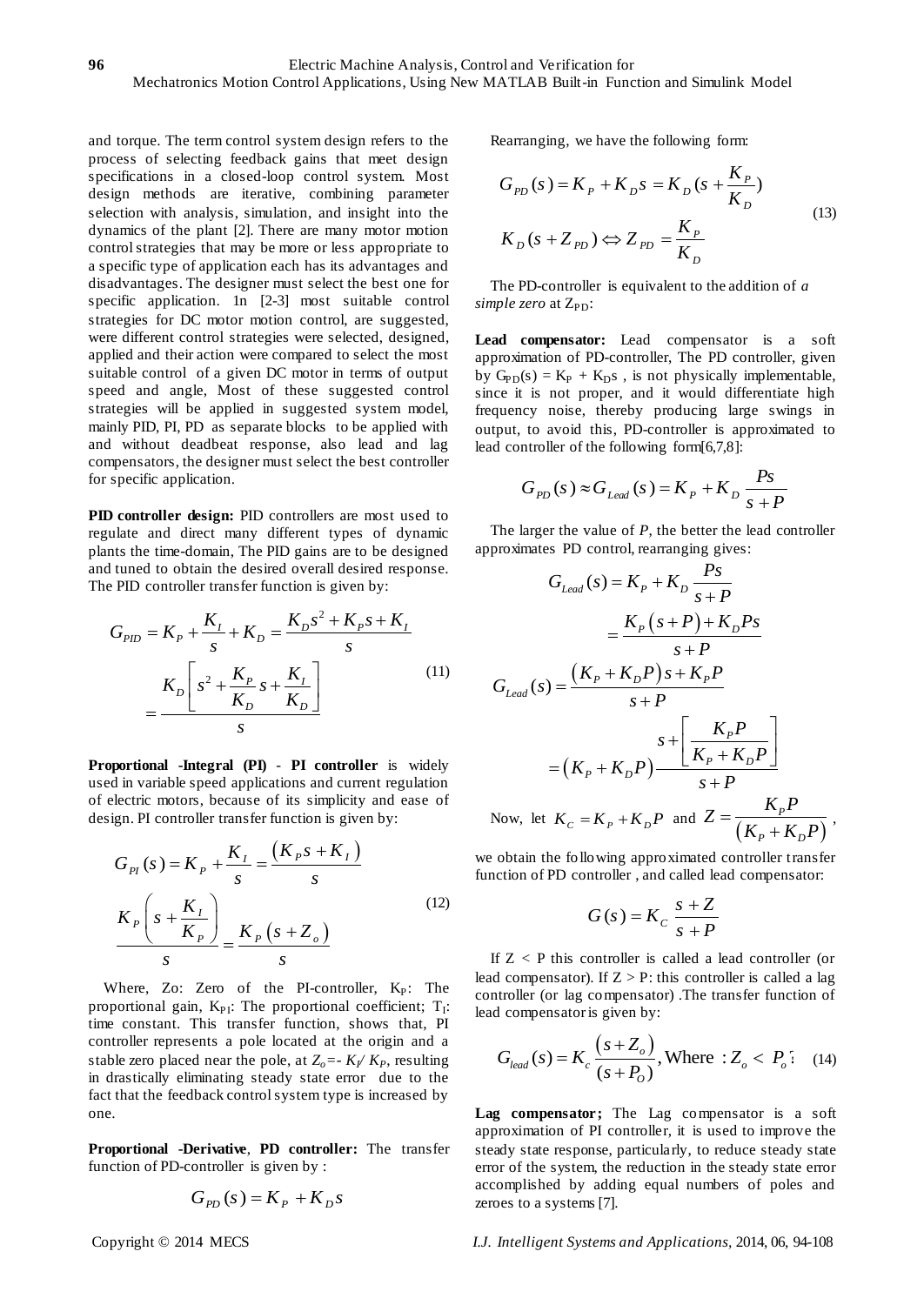and torque. The term control system design refers to the process of selecting feedback gains that meet design specifications in a closed-loop control system. Most design methods are iterative, combining parameter selection with analysis, simulation, and insight into the dynamics of the plant [2]. There are many motor motion control strategies that may be more or less appropriate to a specific type of application each has its advantages and disadvantages. The designer must select the best one for specific application. 1n [2-3] most suitable control strategies for DC motor motion control, are suggested, were different control strategies were selected, designed, applied and their action were compared to select the most suitable control of a given DC motor in terms of output speed and angle, Most of these suggested control strategies will be applied in suggested system model, mainly PID, PI, PD as separate blocks to be applied with and without deadbeat response, also lead and lag compensators, the designer must select the best controller for specific application.

**PID controller design:** PID controllers are most used to regulate and direct many different types of dynamic plants the time-domain, The PID gains are to be designed and tuned to obtain the desired overall desired response. The PID controller transfer function is given by:

$$G_{PID} = K_P + \frac{K_I}{s} + K_D = \frac{K_D s^2 + K_P s + K_I}{s}$$
$$= \frac{K_D\left[s^2 + \frac{K_P}{K_D}s + \frac{K_I}{K_D}\right]}{s} \tag{11}$$

**Proportional -Integral (PI)** - **PI controller** is widely used in variable speed applications and current regulation of electric motors, because of its simplicity and ease of design. PI controller transfer function is given by:

$$G_{PI}(s) = K_P + \frac{K_I}{s} = \frac{(K_P s + K_I)}{s}$$
$$\frac{K_P\left(s + \frac{K_I}{K_P}\right)}{s} = \frac{K_P(s + Z_o)}{s} \tag{12}$$

Where, Zo: Zero of the PI-controller, $K_P$: The proportional gain, $K_{PI}$: The proportional coefficient; $T_I$: time constant. This transfer function, shows that, PI controller represents a pole located at the origin and a stable zero placed near the pole, at $Z_o$=- $K_I$/ $K_P$, resulting in drastically eliminating steady state error due to the fact that the feedback control system type is increased by one.

**Proportional -Derivative**, **PD controller:** The transfer function of PD-controller is given by :

$$G_{PD}(s) = K_P + K_D s$$

Rearranging, we have the following form:

$$G_{PD}(s) = K_P + K_D s = K_D(s + \frac{K_P}{K_D})$$
$$K_D(s + Z_{PD}) \Leftrightarrow Z_{PD} = \frac{K_P}{K_D} \tag{13}$$

The PD-controller is equivalent to the addition of *a simple zero* at $Z_{PD}$:

**Lead compensator:** Lead compensator is a soft approximation of PD-controller, The PD controller, given by $G_{PD}(s) = K_P + K_D s$ , is not physically implementable, since it is not proper, and it would differentiate high frequency noise, thereby producing large swings in output, to avoid this, PD-controller is approximated to lead controller of the following form[6,7,8]:

$$G_{PD}(s) \approx G_{Lead}(s) = K_P + K_D\frac{Ps}{s+P}$$

The larger the value of *P*, the better the lead controller approximates PD control, rearranging gives:

$$G_{Lead}(s) = K_P + K_D\frac{Ps}{s+P}$$
$$= \frac{K_P(s+P) + K_D Ps}{s+P}$$
$$G_{Lead}(s) = \frac{(K_P + K_D P)s + K_P P}{s+P}$$
$$= (K_P + K_D P)\frac{s + \left[\frac{K_P P}{K_P + K_D P}\right]}{s+P}$$

Now, let $K_C = K_P + K_D P$ and $Z = \frac{K_P P}{(K_P + K_D P)}$ ,

we obtain the following approximated controller transfer function of PD controller , and called lead compensator:

$$G(s) = K_C\frac{s+Z}{s+P}$$

If Z < P this controller is called a lead controller (or lead compensator). If Z > P: this controller is called a lag controller (or lag compensator) .The transfer function of lead compensator is given by:

$$G_{lead}(s) = K_c\frac{(s + Z_o)}{(s + P_O)}, \text{Where } : Z_o < P_o \tag{14}$$

**Lag compensator;** The Lag compensator is a soft approximation of PI controller, it is used to improve the steady state response, particularly, to reduce steady state error of the system, the reduction in the steady state error accomplished by adding equal numbers of poles and zeroes to a systems [7].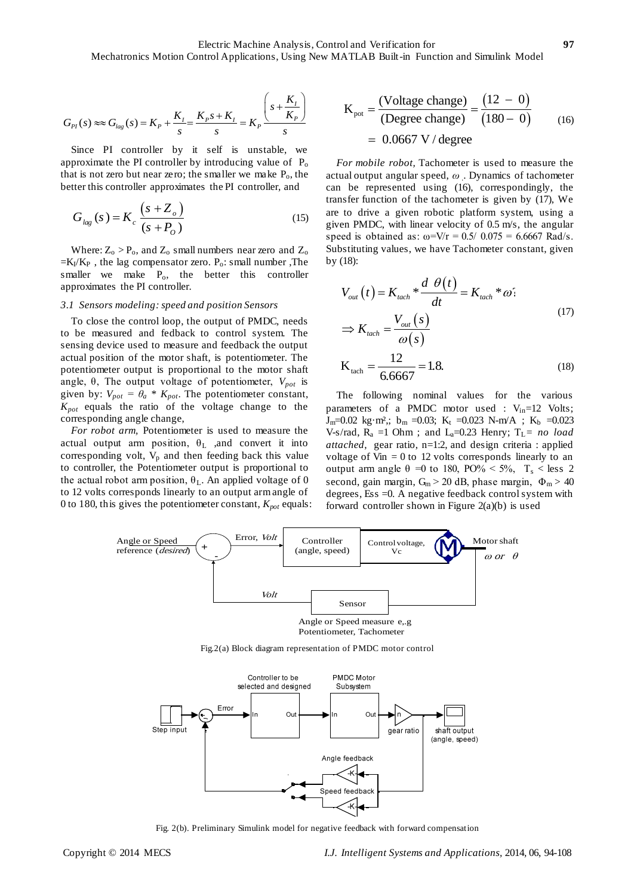$$G_{PI}(s) \approx\approx G_{lag}(s) = K_P + \frac{K_I}{s} = \frac{K_P s + K_I}{s} = K_P \frac{\left(s + \frac{K_I}{K_P}\right)}{s}$$

Since PI controller by it self is unstable, we approximate the PI controller by introducing value of $P_o$ that is not zero but near zero; the smaller we make $P_o$, the better this controller approximates the PI controller, and

$$G_{lag}(s) = K_c \frac{(s + Z_o)}{(s + P_O)} \tag{15}$$

Where: $Z_o > P_o$, and $Z_o$ small numbers near zero and $Z_o = K_I/K_P$ , the lag compensator zero. $P_o$: small number ,The smaller we make $P_o$, the better this controller approximates the PI controller.

### 3.1 Sensors modeling: speed and position Sensors

To close the control loop, the output of PMDC, needs to be measured and fedback to control system. The sensing device used to measure and feedback the output actual position of the motor shaft, is potentiometer. The potentiometer output is proportional to the motor shaft angle, θ, The output voltage of potentiometer, $V_{pot}$ is given by: $V_{pot} = \theta_a * K_{pot}$. The potentiometer constant, $K_{pot}$ equals the ratio of the voltage change to the corresponding angle change,

*For robot arm*, Potentiometer is used to measure the actual output arm position, $\theta_L$ ,and convert it into corresponding volt, $V_p$ and then feeding back this value to controller, the Potentiometer output is proportional to the actual robot arm position, $\theta_L$. An applied voltage of 0 to 12 volts corresponds linearly to an output arm angle of 0 to 180, this gives the potentiometer constant, $K_{pot}$ equals:

$$K_{pot} = \frac{\text{(Voltage change)}}{\text{(Degree change)}} = \frac{(12 - 0)}{(180 - 0)} = 0.0667 \text{ V / degree} \tag{16}$$

*For mobile robot*, Tachometer is used to measure the actual output angular speed, $\omega$ . Dynamics of tachometer can be represented using (16), correspondingly, the transfer function of the tachometer is given by (17), We are to drive a given robotic platform system, using a given PMDC, with linear velocity of 0.5 m/s, the angular speed is obtained as: ω=V/r = 0.5/ 0.075 = 6.6667 Rad/s. Substituting values, we have Tachometer constant, given by (18):

$$V_{out}(t) = K_{tach} * \frac{d\ \theta(t)}{dt} = K_{tach} * \omega(t)$$
$$\Rightarrow K_{tach} = \frac{V_{out}(s)}{\omega(s)} \tag{17}$$

$$K_{tach} = \frac{12}{6.6667} = 1.8. \tag{18}$$

The following nominal values for the various parameters of a PMDC motor used : $V_{in}$=12 Volts; $J_m$=0.02 kg·m²,; $b_m$ =0.03; $K_t$ =0.023 N-m/A ; $K_b$ =0.023 V-s/rad, $R_a$ =1 Ohm ; and $L_a$=0.23 Henry; $T_L$= *no load attached*, gear ratio, n=1:2, and design criteria : applied voltage of Vin = 0 to 12 volts corresponds linearly to an output arm angle θ =0 to 180, PO% < 5%, $T_s$ < less 2 second, gain margin, $G_m$ > 20 dB, phase margin, $\Phi_m$ > 40 degrees, Ess =0. A negative feedback control system with forward controller shown in Figure 2(a)(b) is used

Fig.2(a) Block diagram representation of PMDC motor control

Fig. 2(b). Preliminary Simulink model for negative feedback with forward compensation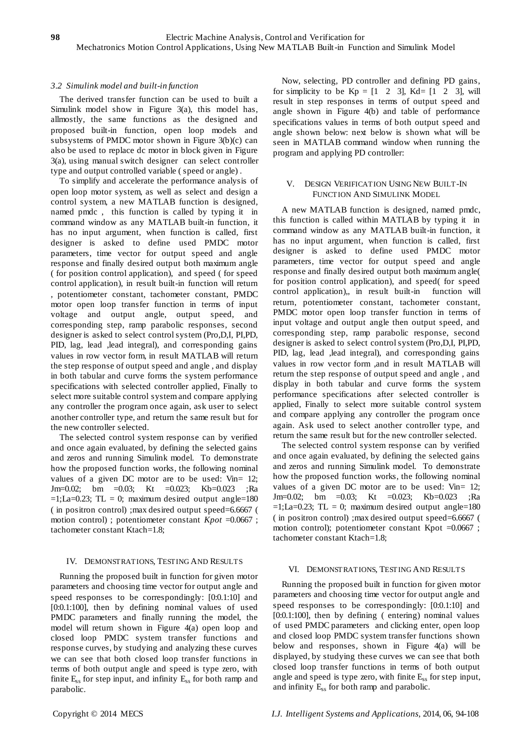### *3.2 Simulink model and built-in function*

The derived transfer function can be used to built a Simulink model show in Figure 3(a), this model has, allmostly, the same functions as the designed and proposed built-in function, open loop models and subsystems of PMDC motor shown in Figure 3(b)(c) can also be used to replace dc motor in block given in Figure 3(a), using manual switch designer can select controller type and output controlled variable ( speed or angle) .

To simplify and accelerate the performance analysis of open loop motor system, as well as select and design a control system, a new MATLAB function is designed, named pmdc , this function is called by typing it in command window as any MATLAB built-in function, it has no input argument, when function is called, first designer is asked to define used PMDC motor parameters, time vector for output speed and angle response and finally desired output both maximum angle ( for position control application), and speed ( for speed control application), in result built-in function will return , potentiometer constant, tachometer constant, PMDC motor open loop transfer function in terms of input voltage and output angle, output speed, and corresponding step, ramp parabolic responses, second designer is asked to select control system (Pro,D,I, PI,PD, PID, lag, lead ,lead integral), and corresponding gains values in row vector form, in result MATLAB will return the step response of output speed and angle , and display in both tabular and curve forms the system performance specifications with selected controller applied, Finally to select more suitable control system and compare applying any controller the program once again, ask user to select another controller type, and return the same result but for the new controller selected.

The selected control system response can by verified and once again evaluated, by defining the selected gains and zeros and running Simulink model. To demonstrate how the proposed function works, the following nominal values of a given DC motor are to be used: Vin= 12; Jm=0.02; bm =0.03; Kt =0.023; Kb=0.023 ;Ra =1;La=0.23; TL = 0; maximum desired output angle=180 ( in positron control) ;max desired output speed=6.6667 ( motion control) ; potentiometer constant *Kpot* =0.0667 ; tachometer constant Ktach=1.8;

## IV. Demonstrations, Testing And Results

Running the proposed built in function for given motor parameters and choosing time vector for output angle and speed responses to be correspondingly: [0:0.1:10] and [0:0.1:100], then by defining nominal values of used PMDC parameters and finally running the model, the model will return shown in Figure 4(a) open loop and closed loop PMDC system transfer functions and response curves, by studying and analyzing these curves we can see that both closed loop transfer functions in terms of both output angle and speed is type zero, with finite $E_{ss}$ for step input, and infinity $E_{ss}$ for both ramp and parabolic.

Now, selecting, PD controller and defining PD gains, for simplicity to be Kp = [1 2 3], Kd= [1 2 3], will result in step responses in terms of output speed and angle shown in Figure 4(b) and table of performance specifications values in terms of both output speed and angle shown below: next below is shown what will be seen in MATLAB command window when running the program and applying PD controller:

## V. Design Verification Using New Built-In Function And Simulink Model

A new MATLAB function is designed, named pmdc, this function is called within MATLAB by typing it in command window as any MATLAB built-in function, it has no input argument, when function is called, first designer is asked to define used PMDC motor parameters, time vector for output speed and angle response and finally desired output both maximum angle( for position control application), and speed( for speed control application),, in result built-in function will return, potentiometer constant, tachometer constant, PMDC motor open loop transfer function in terms of input voltage and output angle then output speed, and corresponding step, ramp parabolic response, second designer is asked to select control system (Pro,D,I, PI,PD, PID, lag, lead ,lead integral), and corresponding gains values in row vector form ,and in result MATLAB will return the step response of output speed and angle , and display in both tabular and curve forms the system performance specifications after selected controller is applied, Finally to select more suitable control system and compare applying any controller the program once again. Ask used to select another controller type, and return the same result but for the new controller selected.

The selected control system response can by verified and once again evaluated, by defining the selected gains and zeros and running Simulink model. To demonstrate how the proposed function works, the following nominal values of a given DC motor are to be used: Vin= 12; Jm=0.02; bm =0.03; Kt =0.023; Kb=0.023 ;Ra =1;La=0.23; TL = 0; maximum desired output angle=180 ( in positron control) ;max desired output speed=6.6667 ( motion control); potentiometer constant Kpot =0.0667 ; tachometer constant Ktach=1.8;

## VI. Demonstrations, Testing And Results

Running the proposed built in function for given motor parameters and choosing time vector for output angle and speed responses to be correspondingly: [0:0.1:10] and [0:0.1:100], then by defining ( entering) nominal values of used PMDC parameters and clicking enter, open loop and closed loop PMDC system transfer functions shown below and responses, shown in Figure 4(a) will be displayed, by studying these curves we can see that both closed loop transfer functions in terms of both output angle and speed is type zero, with finite $E_{ss}$ for step input, and infinity $E_{ss}$ for both ramp and parabolic.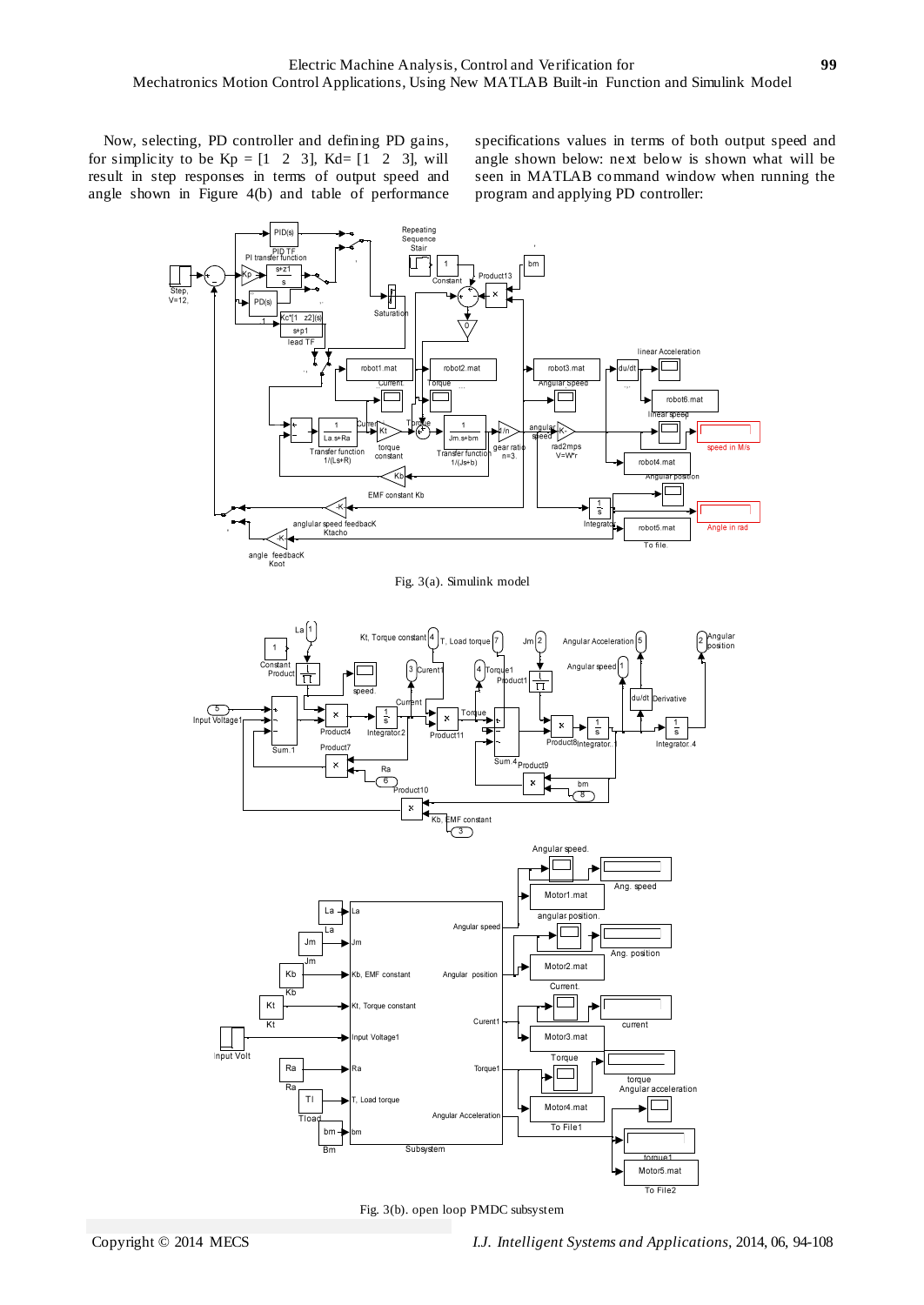Now, selecting, PD controller and defining PD gains, for simplicity to be Kp = [1 2 3], Kd= [1 2 3], will result in step responses in terms of output speed and angle shown in Figure 4(b) and table of performance specifications values in terms of both output speed and angle shown below: next below is shown what will be seen in MATLAB command window when running the program and applying PD controller:

Fig. 3(a). Simulink model

Fig. 3(b). open loop PMDC subsystem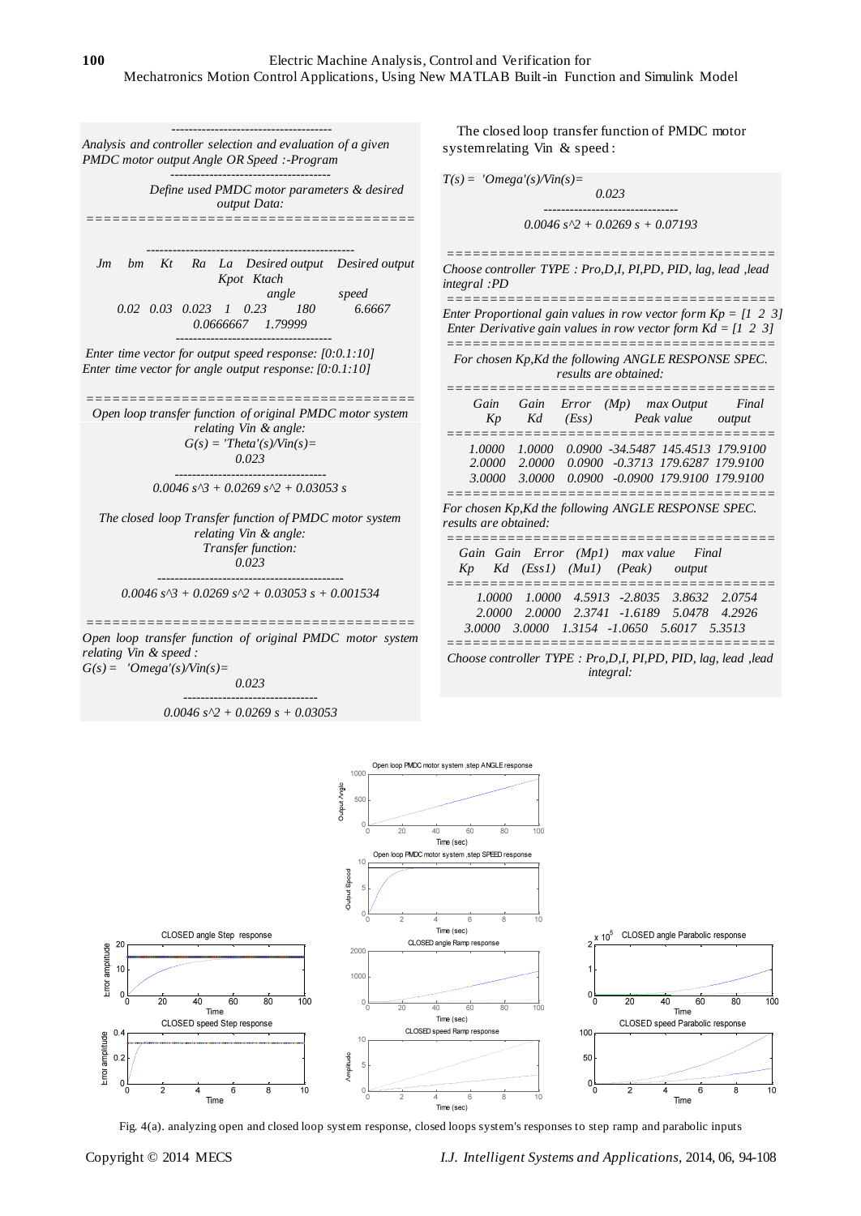-------------------------------------

*Analysis and controller selection and evaluation of a given PMDC motor output Angle OR Speed :-Program*

-------------------------------------

*Define used PMDC motor parameters & desired output Data:*

=====================================

| Jm | bm | Kt | Ra | La | Desired output angle | Desired output speed |
|---|---|---|---|---|---|---|
| | | | | | Kpot | Ktach |
| 0.02 | 0.03 | 0.023 | 1 | 0.23 | 180 | 6.6667 |
| | | | | | 0.0666667 | 1.79999 |

-------------------------------------

*Enter time vector for output speed response: [0:0.1:10]*
*Enter time vector for angle output response: [0:0.1:10]*

=====================================

*Open loop transfer function of original PMDC motor system relating Vin & angle:*

$$G(s) = 'Theta'(s)/Vin(s) = \frac{0.023}{0.0046\,s^3 + 0.0269\,s^2 + 0.03053\,s}$$

*The closed loop Transfer function of PMDC motor system relating Vin & angle:*

Transfer function:

$$\frac{0.023}{0.0046\,s^3 + 0.0269\,s^2 + 0.03053\,s + 0.001534}$$

=====================================

*Open loop transfer function of original PMDC motor system relating Vin & speed :*

$$G(s) = 'Omega'(s)/Vin(s) = \frac{0.023}{0.0046\,s^2 + 0.0269\,s + 0.03053}$$

The closed loop transfer function of PMDC motor system relating Vin & speed :

$$T(s) = 'Omega'(s)/Vin(s) = \frac{0.023}{0.0046\,s^2 + 0.0269\,s + 0.07193}$$

=====================================

*Choose controller TYPE : Pro,D,I, PI,PD, PID, lag, lead ,lead integral :PD*

=====================================

*Enter Proportional gain values in row vector form Kp = [1 2 3]*
*Enter Derivative gain values in row vector form Kd = [1 2 3]*

=====================================

*For chosen Kp,Kd the following ANGLE RESPONSE SPEC. results are obtained:*

| Gain Kp | Gain Kd | Error (Ess) | (Mp) | max Output Peak value | Final output |
|---|---|---|---|---|---|
| 1.0000 | 1.0000 | 0.0900 | -34.5487 | 145.4513 | 179.9100 |
| 2.0000 | 2.0000 | 0.0900 | -0.3713 | 179.6287 | 179.9100 |
| 3.0000 | 3.0000 | 0.0900 | -0.0900 | 179.9100 | 179.9100 |

=====================================

*For chosen Kp,Kd the following ANGLE RESPONSE SPEC. results are obtained:*

| Gain Kp | Gain Kd | Error (Ess1) | (Mp1) (Mu1) | max value (Peak) | Final output |
|---|---|---|---|---|---|
| 1.0000 | 1.0000 | 4.5913 | -2.8035 | 3.8632 | 2.0754 |
| 2.0000 | 2.0000 | 2.3741 | -1.6189 | 5.0478 | 4.2926 |
| 3.0000 | 3.0000 | 1.3154 | -1.0650 | 5.6017 | 5.3513 |

=====================================

*Choose controller TYPE : Pro,D,I, PI,PD, PID, lag, lead ,lead integral:*

Fig. 4(a). analyzing open and closed loop system response, closed loops system's responses to step ramp and parabolic inputs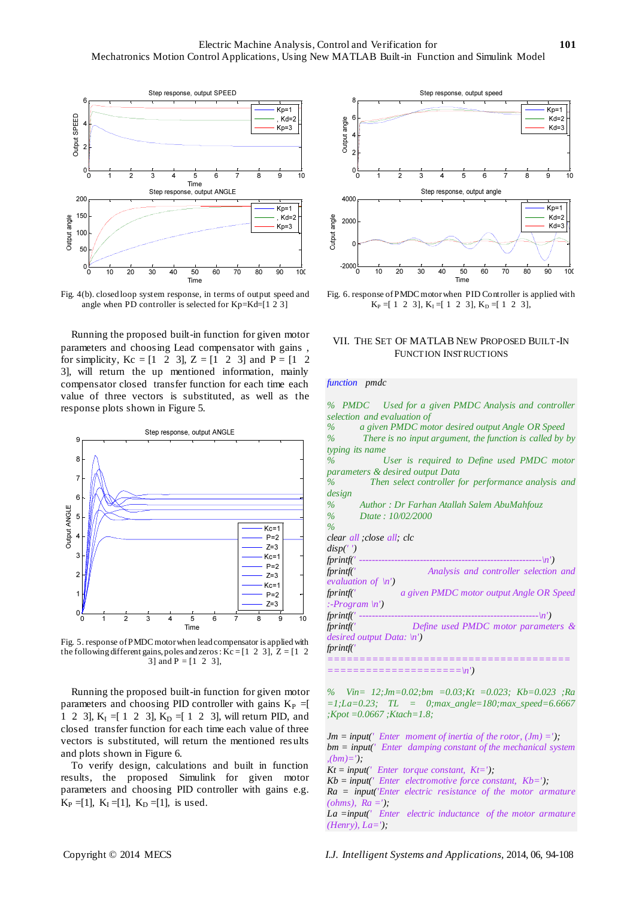Fig. 4(b). closed loop system response, in terms of output speed and angle when PD controller is selected for Kp=Kd=[1 2 3]

Running the proposed built-in function for given motor parameters and choosing Lead compensator with gains , for simplicity, Kc = [1 2 3], Z = [1 2 3] and P = [1 2 3], will return the up mentioned information, mainly compensator closed transfer function for each time each value of three vectors is substituted, as well as the response plots shown in Figure 5.

Fig. 5. response of PMDC motor when lead compensator is applied with the following different gains, poles and zeros : Kc = [1 2 3], Z = [1 2 3] and P = [1 2 3],

Running the proposed built-in function for given motor parameters and choosing PID controller with gains $K_P$ =[ 1 2 3], $K_I$ =[ 1 2 3], $K_D$ =[ 1 2 3], will return PID, and closed transfer function for each time each value of three vectors is substituted, will return the mentioned results and plots shown in Figure 6.

To verify design, calculations and built in function results, the proposed Simulink for given motor parameters and choosing PID controller with gains e.g. $K_P$ =[1], $K_I$ =[1], $K_D$ =[1], is used.

Fig. 6. response of PMDC motor when PID Controller is applied with $K_P$ =[ 1 2 3], $K_I$ =[ 1 2 3], $K_D$ =[ 1 2 3],

## VII. THE SET OF MATLAB NEW PROPOSED BUILT-IN FUNCTION INSTRUCTIONS

```
function  pmdc

%  PMDC   Used for a given PMDC Analysis and controller selection and evaluation of
%         a given PMDC motor desired output Angle OR Speed
%         There is no input argument, the function is called by typing its name
%              User is required to Define used PMDC motor parameters & desired output Data
%           Then select controller for performance analysis and design
%        Author : Dr Farhan Atallah Salem AbuMahfouz
%        Date : 10/02/2000
%
clear all ;close all; clc
disp(' ')
fprintf(' ---------------------------------------------------------\n')
fprintf('                  Analysis and controller selection and evaluation of \n')
fprintf('              a given PMDC motor output Angle OR Speed :-Program \n')
fprintf(' ---------------------------------------------------------\n')
fprintf('               Define used PMDC motor parameters & desired output Data: \n')
fprintf('
=====================================================================\n')

%   Vin= 12;Jm=0.02;bm =0.03;Kt =0.023; Kb=0.023 ;Ra =1;La=0.23;  TL  =  0;max_angle=180;max_speed=6.6667 ;Kpot =0.0667 ;Ktach=1.8;

Jm = input(' Enter  moment of inertia of the rotor, (Jm) =');
bm = input(' Enter  damping constant of the mechanical system ,(bm)=');
Kt = input(' Enter  torque constant, Kt=');
Kb = input(' Enter  electromotive force constant, Kb=');
Ra  =  input('Enter  electric  resistance  of  the  motor  armature (ohms), Ra =');
La =input(' Enter  electric inductance  of the motor armature (Henry), La=');
```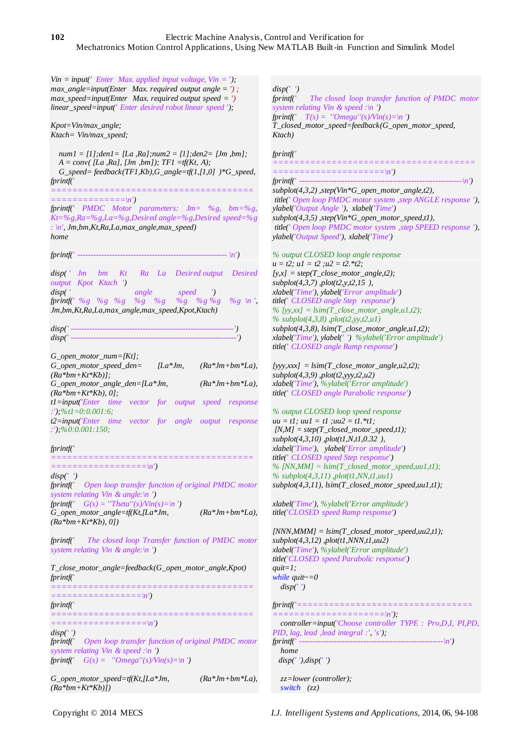```
Vin = input(' Enter Max. applied input voltage, Vin = ');
max_angle=input(Enter Max. required output angle = ') ;
max_speed=input(Enter Max. required output speed = ')
linear_speed=input(' Enter desired robot linear speed ');

Kpot=Vin/max_angle;
Ktach= Vin/max_speed;

   num1 = [1];den1= [La ,Ra];num2 = [1];den2= [Jm ,bm];
   A = conv( [La ,Ra], [Jm ,bm]); TF1 =tf(Kt, A);
   G_speed= feedback(TF1,Kb),G_angle=tf(1,[1,0] )*G_speed,
fprintf('
=====================================
==============\n')
fprintf('   PMDC   Motor   parameters:   Jm=   %g,   bm=%g,
Kt=%g,Ra=%g,La=%g,Desired angle=%g,Desired speed=%g
: \n', Jm,bm,Kt,Ra,La,max_angle,max_speed)
home

fprintf(' ------------------------------------------------------ \n')

disp( '   Jm     bm     Kt     Ra    La    Desired output    Desired
output   Kpot   Ktach  ')
disp( '                          angle           speed       ')
fprintf('  %g   %g   %g    %g    %g     %g    %g %g    %g  \n ',
Jm,bm,Kt,Ra,La,max_angle,max_speed,Kpot,Ktach)

disp(' -------------------------------------------------------------')
disp(' --------------------------------------------------------------')

G_open_motor_num=[Kt];
G_open_motor_speed_den=     [La*Jm,     (Ra*Jm+bm*La),
(Ra*bm+Kt*Kb)];
G_open_motor_angle_den=[La*Jm,           (Ra*Jm+bm*La),
(Ra*bm+Kt*Kb), 0];
t1=input('Enter   time   vector   for   output   speed   response
:');%t1=0:0.001:6;
t2=input('Enter   time   vector   for   angle   output   response
:');%0:0.001:150;

fprintf('
=====================================
=================\n')
disp(' ')
fprintf('   Open loop transfer function of original PMDC motor
system relating Vin & angle:\n ')
fprintf('   G(s) = ''Theta''(s)/Vin(s)=\n ')
G_open_motor_angle=tf(Kt,[La*Jm,           (Ra*Jm+bm*La),
(Ra*bm+Kt*Kb), 0])

fprintf('     The closed loop Transfer function of PMDC motor
system relating Vin & angle:\n ')

T_close_motor_angle=feedback(G_open_motor_angle,Kpot)
fprintf('
=====================================
=================\n')
fprintf('
=====================================
==================\n')
disp(' ')
fprintf('   Open loop transfer function of original PMDC motor
system relating Vin & speed :\n ')
fprintf('   G(s) =   ''Omega''(s)/Vin(s)=\n ')

G_open_motor_speed=tf(Kt,[La*Jm,           (Ra*Jm+bm*La),
(Ra*bm+Kt*Kb)])

disp(' ')
fprintf('     The closed loop transfer function of PMDC motor
system relating Vin & speed :\n ')
fprintf('   T(s) =  ''Omega''(s)/Vin(s)=\n ')
T_closed_motor_speed=feedback(G_open_motor_speed,
Ktach)

fprintf('
=====================================
====================\n')
fprintf(' ------------------------------------------------------------\n')
subplot(4,3,2) ,step(Vin*G_open_motor_angle,t2),
 title(' Open loop PMDC motor system ,step ANGLE response '),
ylabel('Output Angle '),  xlabel('Time')
subplot(4,3,5) ,step(Vin*G_open_motor_speed,t1),
 title(' Open loop PMDC motor system ,step SPEED response '),
ylabel('Output Speed'), xlabel('Time')

% output CLOSED loop angle response
u = t2; u1 = t2 ;u2 = t2.*t2;
[y,x] = step(T_close_motor_angle,t2);
subplot(4,3,7) ,plot(t2,y,t2,15 ),
xlabel('Time'), ylabel('Error amplitude')
title(' CLOSED angle Step  response')
% [yy,xx] = lsim(T_close_motor_angle,u1,t2);
% subplot(4,3,8) ,plot(t2,yy,t2,u1)
subplot(4,3,8), lsim(T_close_motor_angle,u1,t2);
xlabel('Time'), ylabel(' ')  %ylabel('Error amplitude')
title(' CLOSED angle Ramp response')

[yyy,xxx]  = lsim(T_close_motor_angle,u2,t2);
subplot(4,3,9) ,plot(t2,yyy,t2,u2)
xlabel('Time'), %ylabel('Error amplitude')
title(' CLOSED angle Parabolic response')

% output CLOSED loop speed response
uu = t1; uu1 = t1 ;uu2 = t1.*t1;
 [N,M] = step(T_closed_motor_speed,t1);
subplot(4,3,10) ,plot(t1,N,t1,0.32 ),
xlabel('Time'),   ylabel('Error amplitude')
title(' CLOSED speed Step response')
% [NN,MM] = lsim(T_closed_motor_speed,uu1,t1);
% subplot(4,3,11) ,plot(t1,NN,t1,uu1)
subplot(4,3,11), lsim(T_closed_motor_speed,uu1,t1);

xlabel('Time'), %ylabel('Error amplitude')
title('CLOSED speed Ramp response')

[NNN,MMM] = lsim(T_closed_motor_speed,uu2,t1);
subplot(4,3,12) ,plot(t1,NNN,t1,uu2)
xlabel('Time'), %ylabel('Error amplitude')
title('CLOSED speed Parabolic response')
quit=1;
while quit~=0
   disp(' ')

fprintf('================================
====================\n');
   controller=input('Choose controller TYPE : Pro,D,I, PI,PD,
PID, lag, lead ,lead integral :', 's');
fprintf(' ------------------------------------------------------\n')
   home
   disp(' '),disp(' ')

   zz=lower (controller);
   switch   (zz)
```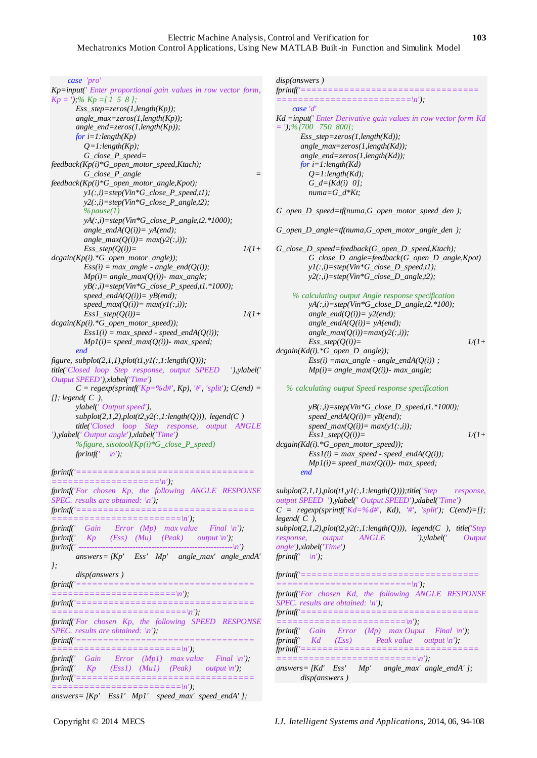```matlab
    case 'pro'
Kp=input(' Enter proportional gain values in row vector form, Kp = ');% Kp =[1 5 8 ];
        Ess_step=zeros(1,length(Kp));
        angle_max=zeros(1,length(Kp));
        angle_end=zeros(1,length(Kp));
        for i=1:length(Kp)
            Q=1:length(Kp);
            G_close_P_speed=
feedback(Kp(i)*G_open_motor_speed,Ktach);
            G_close_P_angle                                              =
feedback(Kp(i)*G_open_motor_angle,Kpot);
            y1(:,i)=step(Vin*G_close_P_speed,t1);
            y2(:,i)=step(Vin*G_close_P_angle,t2);
            %pause(1)
            yA(:,i)=step(Vin*G_close_P_angle,t2.*1000);
            angle_endA(Q(i))= yA(end);
            angle_max(Q(i))= max(y2(:,i));
            Ess_step(Q(i))=                                          1/(1+
dcgain(Kp(i).*G_open_motor_angle));
            Ess(i) = max_angle - angle_end(Q(i));
            Mp(i)= angle_max(Q(i))- max_angle;
            yB(:,i)=step(Vin*G_close_P_speed,t1.*1000);
            speed_endA(Q(i))= yB(end);
            speed_max(Q(i))= max(y1(:,i));
            Ess1_step(Q(i))=                                         1/(1+
dcgain(Kp(i).*G_open_motor_speed));
            Ess1(i) = max_speed - speed_endA(Q(i));
            Mp1(i)= speed_max(Q(i))- max_speed;
        end
figure, subplot(2,1,1),plot(t1,y1(:,1:length(Q)));
title('Closed loop Step response, output SPEED   '),ylabel(' Output SPEED'),xlabel('Time')
        C = regexp(sprintf('Kp=%d#', Kp), '#', 'split'); C(end) = []; legend( C ),
        ylabel(' Output speed'),
        subplot(2,1,2),plot(t2,y2(:,1:length(Q))), legend(C )
        title('Closed loop Step response, output ANGLE '),ylabel(' Output angle'),xlabel('Time')
        %figure, sisotool(Kp(i)*G_close_P_speed)
        fprintf('    \n');

fprintf('=================================
====================\n');
fprintf('For chosen Kp, the following ANGLE RESPONSE SPEC. results are obtained: \n');
fprintf('=================================
=======================\n');
fprintf('    Gain     Error   (Mp)    max value     Final  \n');
fprintf('     Kp       (Ess)    (Mu)     (Peak)       output \n');
fprintf(' -------------------------------------------------------\n')
        answers= [Kp'    Ess'    Mp'    angle_max'  angle_endA' ];
        disp(answers )
fprintf('=================================
======================\n');
fprintf('=================================
=========================\n');
fprintf('For chosen Kp, the following SPEED RESPONSE SPEC. results are obtained: \n');
fprintf('=================================
=======================\n');
fprintf('    Gain      Error    (Mp1)    max value      Final  \n');
fprintf('     Kp       (Ess1)    (Mu1)     (Peak)       output \n');
fprintf('=================================
=======================\n');
answers= [Kp'    Ess1'   Mp1'    speed_max'  speed_endA' ];
disp(answers )
fprintf('=================================
=======================\n');
        case 'd'
Kd =input(' Enter Derivative gain values in row vector form Kd = ');% [700  750  800];
        Ess_step=zeros(1,length(Kd));
        angle_max=zeros(1,length(Kd));
        angle_end=zeros(1,length(Kd));
        for i=1:length(Kd)
            Q=1:length(Kd);
            G_d=[Kd(i)  0];
            numa=G_d*Kt;

G_open_D_speed=tf(numa,G_open_motor_speed_den );

G_open_D_angle=tf(numa,G_open_motor_angle_den );

G_close_D_speed=feedback(G_open_D_speed,Ktach);
            G_close_D_angle=feedback(G_open_D_angle,Kpot)
            y1(:,i)=step(Vin*G_close_D_speed,t1);
            y2(:,i)=step(Vin*G_close_D_angle,t2);

        % calculating output Angle response specification
            yA(:,i)=step(Vin*G_close_D_angle,t2.*100);
            angle_end(Q(i))= y2(end);
            angle_endA(Q(i))= yA(end);
            angle_max(Q(i))=max(y2(:,i));
            Ess_step(Q(i))=                                          1/(1+
dcgain(Kd(i).*G_open_D_angle));
            Ess(i) =max_angle - angle_endA(Q(i)) ;
            Mp(i)= angle_max(Q(i))- max_angle;

      % calculating output Speed response specification

            yB(:,i)=step(Vin*G_close_D_speed,t1.*1000);
            speed_endA(Q(i))= yB(end);
            speed_max(Q(i))= max(y1(:,i));
            Ess1_step(Q(i))=                                         1/(1+
dcgain(Kd(i).*G_open_motor_speed));
            Ess1(i) = max_speed - speed_endA(Q(i));
            Mp1(i)= speed_max(Q(i))- max_speed;
        end

subplot(2,1,1),plot(t1,y1(:,1:length(Q)));title('Step response, output SPEED  '),ylabel(' Output SPEED'),xlabel('Time')
C = regexp(sprintf('Kd=%d#', Kd), '#', 'split'); C(end)=[]; legend( C ),
subplot(2,1,2),plot(t2,y2(:,1:length(Q))), legend(C ), title('Step response, output ANGLE        '),ylabel('    Output angle'),xlabel('Time')
fprintf('    \n');

fprintf('=================================
=======================\n');
fprintf('For chosen Kd, the following ANGLE RESPONSE SPEC. results are obtained: \n');
fprintf('=================================
=====================\n');
fprintf('    Gain     Error    (Mp)    max Ouput    Final  \n');
fprintf('     Kd       (Ess)          Peak value     output \n');
fprintf('=================================
=========================\n');
answers= [Kd'    Ess'     Mp'     angle_max'  angle_endA' ];
        disp(answers )
```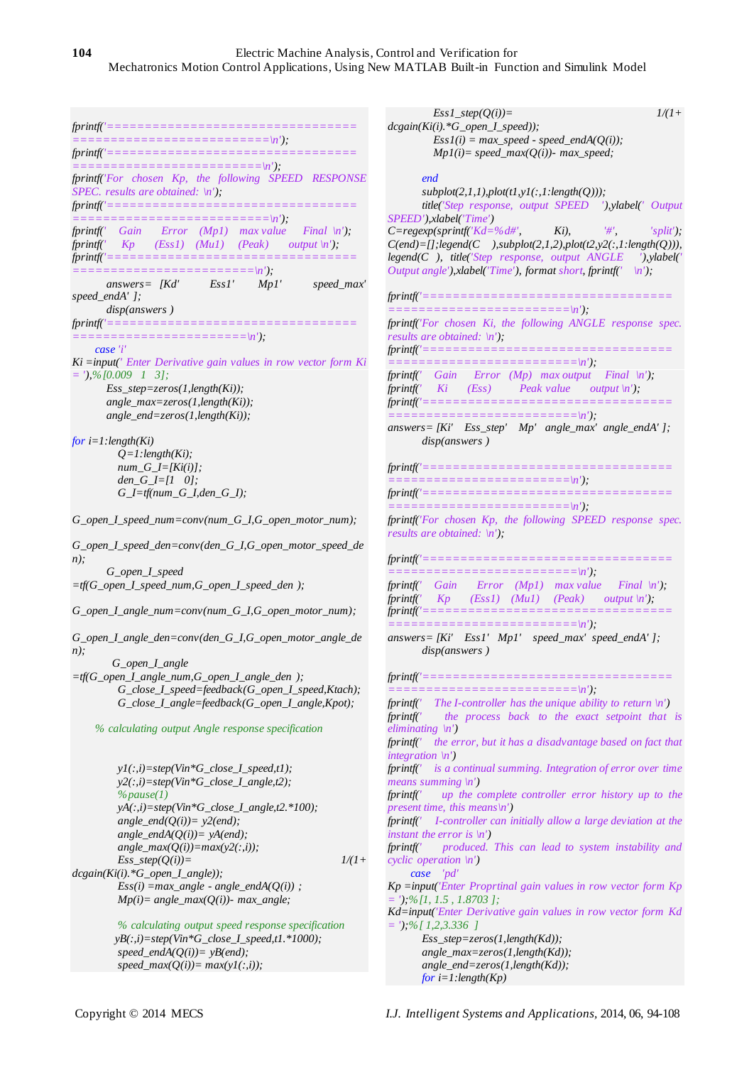```
fprintf('=================================================================\n');
fprintf('=================================================================\n');
fprintf('For chosen Kp, the following SPEED RESPONSE SPEC. results are obtained: \n');
fprintf('=================================================================\n');
fprintf('    Gain      Error   (Mp1)   max value     Final \n');
fprintf('     Kp       (Ess1)   (Mu1)    (Peak)      output \n');
fprintf('=================================================================\n');
        answers=  [Kd'      Ess1'      Mp1'       speed_max' speed_endA' ];
        disp(answers )
fprintf('=================================================================\n');
    case 'i'
Ki =input(' Enter Derivative gain values in row vector form Ki = '),%[0.009   1   3];
        Ess_step=zeros(1,length(Ki));
        angle_max=zeros(1,length(Ki));
        angle_end=zeros(1,length(Ki));

for i=1:length(Ki)
          Q=1:length(Ki);
          num_G_I=[Ki(i)];
          den_G_I=[1   0];
          G_I=tf(num_G_I,den_G_I);

G_open_I_speed_num=conv(num_G_I,G_open_motor_num);

G_open_I_speed_den=conv(den_G_I,G_open_motor_speed_den);
        G_open_I_speed =tf(G_open_I_speed_num,G_open_I_speed_den );

G_open_I_angle_num=conv(num_G_I,G_open_motor_num);

G_open_I_angle_den=conv(den_G_I,G_open_motor_angle_den);
         G_open_I_angle =tf(G_open_I_angle_num,G_open_I_angle_den );
          G_close_I_speed=feedback(G_open_I_speed,Ktach);
          G_close_I_angle=feedback(G_open_I_angle,Kpot);

    % calculating output Angle response specification


          y1(:,i)=step(Vin*G_close_I_speed,t1);
          y2(:,i)=step(Vin*G_close_I_angle,t2);
          %pause(1)
          yA(:,i)=step(Vin*G_close_I_angle,t2.*100);
          angle_end(Q(i))= y2(end);
          angle_endA(Q(i))= yA(end);
          angle_max(Q(i))=max(y2(:,i));
          Ess_step(Q(i))=                        1/(1+dcgain(Ki(i).*G_open_I_angle));
          Ess(i) =max_angle - angle_endA(Q(i)) ;
          Mp(i)= angle_max(Q(i))- max_angle;

          % calculating output speed response specification
         yB(:,i)=step(Vin*G_close_I_speed,t1.*1000);
          speed_endA(Q(i))= yB(end);
          speed_max(Q(i))= max(y1(:,i));
          Ess1_step(Q(i))=                       1/(1+dcgain(Ki(i).*G_open_I_speed));
          Ess1(i) = max_speed - speed_endA(Q(i));
          Mp1(i)= speed_max(Q(i))- max_speed;

        end
        subplot(2,1,1),plot(t1,y1(:,1:length(Q)));
        title('Step response, output SPEED   '),ylabel(' Output SPEED'),xlabel('Time')
C=regexp(sprintf('Kd=%d#',      Ki),      '#',      'split');
C(end)=[];legend(C   ),subplot(2,1,2),plot(t2,y2(:,1:length(Q))),
legend(C  ), title('Step response, output ANGLE    '),ylabel(' Output angle'),xlabel('Time'), format short, fprintf('   \n');

fprintf('=================================================================\n');
fprintf('For chosen Ki, the following ANGLE response spec. results are obtained: \n');
fprintf('=================================================================\n');
fprintf('    Gain     Error   (Mp)   max output    Final  \n');
fprintf('     Ki      (Ess)        Peak value      output \n');
fprintf('=================================================================\n');
answers= [Ki'    Ess_step'    Mp'   angle_max'  angle_endA' ];
        disp(answers )

fprintf('=================================================================\n');
fprintf('=================================================================\n');
fprintf('For chosen Kp, the following SPEED response spec. results are obtained: \n');

fprintf('=================================================================\n');
fprintf('    Gain      Error   (Mp1)   max value     Final  \n');
fprintf('     Kp       (Ess1)   (Mu1)    (Peak)      output \n');
fprintf('=================================================================\n');
answers= [Ki'    Ess1'   Mp1'    speed_max'  speed_endA' ];
        disp(answers )

fprintf('=================================================================\n');
fprintf('    The I-controller has the unique ability to return \n')
fprintf('      the process back to the exact setpoint that is eliminating \n')
fprintf('    the error, but it has a disadvantage based on fact that integration \n')
fprintf('    is a continual summing. Integration of error over time means summing \n')
fprintf('      up the complete controller error history up to the present time, this means\n')
fprintf('    I-controller can initially allow a large deviation at the instant the error is \n')
fprintf('      produced. This can lead to system instability and cyclic operation \n')
    case   'pd'
Kp =input('Enter Proprtinal gain values in row vector form Kp = ');%[1, 1.5 , 1.8703 ];
Kd=input('Enter Derivative gain values in row vector form Kd = ');%[ 1,2,3.336  ]
        Ess_step=zeros(1,length(Kd));
        angle_max=zeros(1,length(Kd));
        angle_end=zeros(1,length(Kd));
        for i=1:length(Kp)
```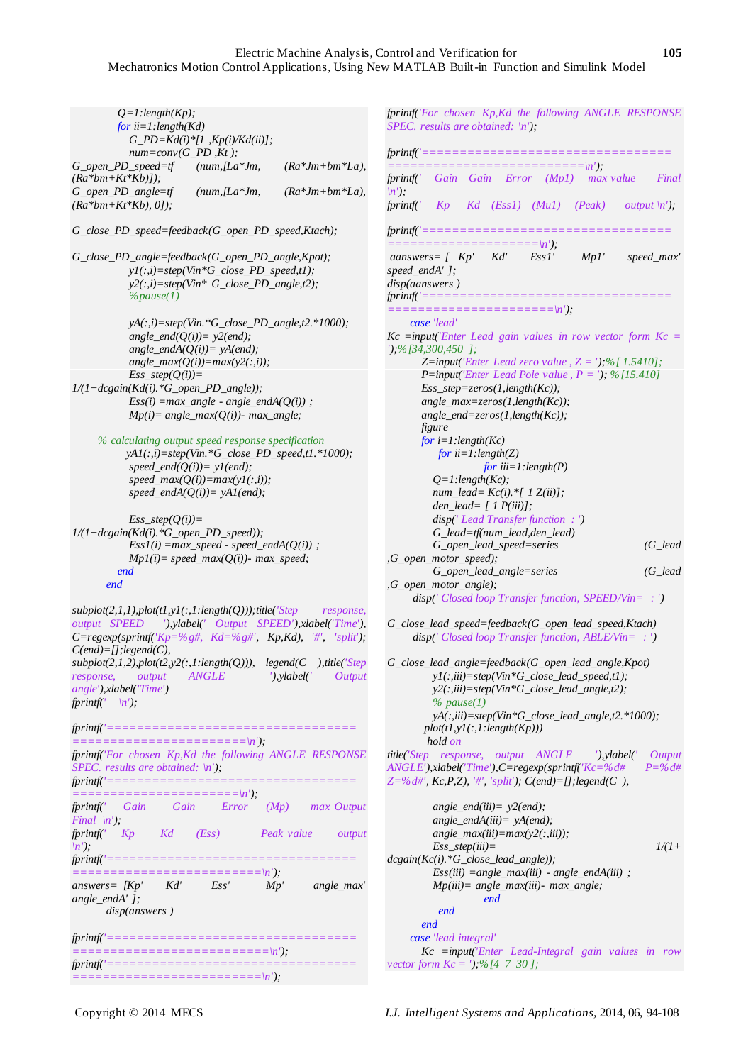```
            Q=1:length(Kp);
            for ii=1:length(Kd)
                G_PD=Kd(i)*[1 ,Kp(i)/Kd(ii)];
                num=conv(G_PD ,Kt );
G_open_PD_speed=tf      (num,[La*Jm,       (Ra*Jm+bm*La),
(Ra*bm+Kt*Kb)]);
G_open_PD_angle=tf      (num,[La*Jm,       (Ra*Jm+bm*La),
(Ra*bm+Kt*Kb), 0]);

G_close_PD_speed=feedback(G_open_PD_speed,Ktach);

G_close_PD_angle=feedback(G_open_PD_angle,Kpot);
                y1(:,i)=step(Vin*G_close_PD_speed,t1);
                y2(:,i)=step(Vin* G_close_PD_angle,t2);
                %pause(1)

                yA(:,i)=step(Vin.*G_close_PD_angle,t2.*1000);
                angle_end(Q(i))= y2(end);
                angle_endA(Q(i))= yA(end);
                angle_max(Q(i))=max(y2(:,i));
                Ess_step(Q(i))=
1/(1+dcgain(Kd(i).*G_open_PD_angle));
                Ess(i) =max_angle - angle_endA(Q(i)) ;
                Mp(i)= angle_max(Q(i))- max_angle;

        % calculating output speed response specification
                yA1(:,i)=step(Vin.*G_close_PD_speed,t1.*1000);
                speed_end(Q(i))= y1(end);
                speed_max(Q(i))=max(y1(:,i));
                speed_endA(Q(i))= yA1(end);

                Ess_step(Q(i))=
1/(1+dcgain(Kd(i).*G_open_PD_speed));
                Ess1(i) =max_speed - speed_endA(Q(i)) ;
                Mp1(i)= speed_max(Q(i))- max_speed;
            end
        end

subplot(2,1,1),plot(t1,y1(:,1:length(Q)));title('Step       response,
output   SPEED      '),ylabel('   Output   SPEED'),xlabel('Time'),
C=regexp(sprintf('Kp=%g#,  Kd=%g#',  Kp,Kd),  '#',  'split');
C(end)=[];legend(C),
subplot(2,1,2),plot(t2,y2(:,1:length(Q))),   legend(C    ),title('Step
response,       output       ANGLE             '),ylabel('      Output
angle'),xlabel('Time')
fprintf('    \n');

fprintf('================================
=======================\n');
fprintf('For  chosen  Kp,Kd  the  following  ANGLE  RESPONSE
SPEC. results are obtained:  \n');
fprintf('================================
=====================\n');
fprintf('     Gain         Gain         Error       (Mp)       max Output
Final  \n');
fprintf('      Kp         Kd        (Ess)             Peak value        output
\n');
fprintf('================================
=======================\n');
answers=  [Kp'       Kd'         Ess'           Mp'         angle_max'
angle_endA' ];
        disp(answers )

fprintf('================================
========================\n');
fprintf('================================
========================\n');
fprintf('For  chosen  Kp,Kd  the  following  ANGLE  RESPONSE
SPEC. results are obtained:  \n');

fprintf('================================
=========================\n');
fprintf('    Gain    Gain     Error     (Mp1)     max value       Final
\n');
fprintf('      Kp      Kd    (Ess1)    (Mu1)     (Peak)       output \n');

fprintf('================================
====================\n');
 aanswers= [   Kp'      Kd'       Ess1'         Mp1'        speed_max'
speed_endA' ];
disp(aanswers )
fprintf('================================
=====================\n');
        case 'lead'
Kc =input('Enter  Lead  gain  values  in  row  vector  form  Kc  =
');% [34,300,450  ];
            Z=input('Enter Lead zero value , Z = ');% [ 1.5410];
            P=input('Enter Lead Pole value , P = '); % [15.410]
            Ess_step=zeros(1,length(Kc));
            angle_max=zeros(1,length(Kc));
            angle_end=zeros(1,length(Kc));
            figure
            for i=1:length(Kc)
                for ii=1:length(Z)
                        for iii=1:length(P)
                Q=1:length(Kc);
                num_lead= Kc(i).*[  1 Z(ii)];
                den_lead=  [ 1 P(iii)];
                disp(' Lead Transfer function  : ')
                G_lead=tf(num_lead,den_lead)
                G_open_lead_speed=series                        (G_lead
,G_open_motor_speed);
                G_open_lead_angle=series                        (G_lead
,G_open_motor_angle);
          disp(' Closed loop Transfer function, SPEED/Vin=   : ')

G_close_lead_speed=feedback(G_open_lead_speed,Ktach)
          disp(' Closed loop Transfer function, ABLE/Vin=   : ')

G_close_lead_angle=feedback(G_open_lead_angle,Kpot)
                y1(:,iii)=step(Vin*G_close_lead_speed,t1);
                y2(:,iii)=step(Vin*G_close_lead_angle,t2);
                % pause(1)
                yA(:,iii)=step(Vin*G_close_lead_angle,t2.*1000);
            plot(t1,y1(:,1:length(Kp)))
             hold on
title('Step    response,    output    ANGLE       '),ylabel('    Output
ANGLE'),xlabel('Time'),C=regexp(sprintf('Kc=%d#      P=%d#
Z=%d#', Kc,P,Z), '#', 'split'); C(end)=[];legend(C  ),

                angle_end(iii)= y2(end);
                angle_endA(iii)= yA(end);
                angle_max(iii)=max(y2(:,iii));
                Ess_step(iii)=                                     1/(1+
dcgain(Kc(i).*G_close_lead_angle));
                Ess(iii) =angle_max(iii)  - angle_endA(iii) ;
                Mp(iii)= angle_max(iii)- max_angle;
                        end
                end
            end
        case 'lead integral'
            Kc  =input('Enter  Lead-Integral  gain  values  in  row
vector form Kc = ');% [4  7  30 ];
```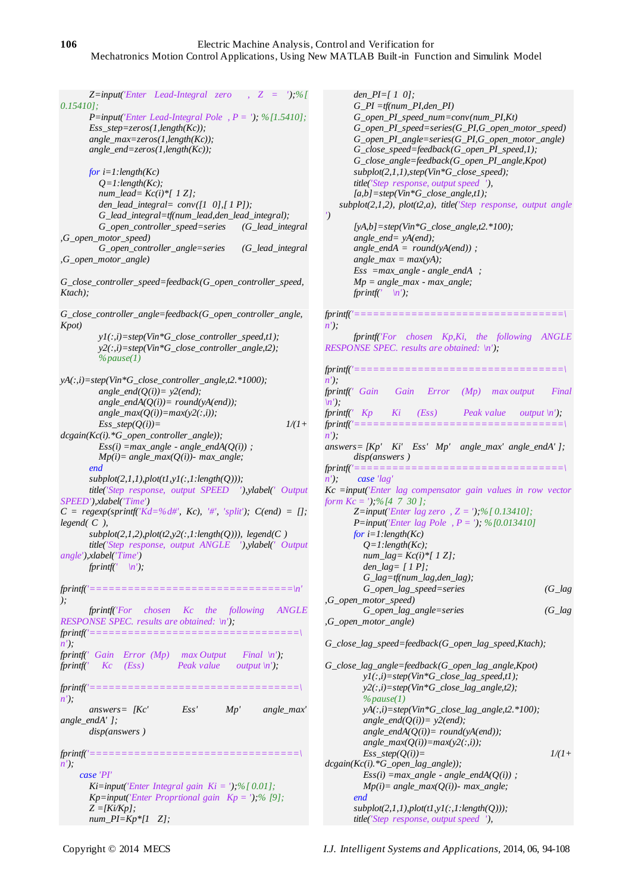```matlab
        Z=input('Enter   Lead-Integral   zero      ,   Z   =   ');%[ 0.15410];
        P=input('Enter Lead-Integral Pole  , P = '); %[1.5410];
        Ess_step=zeros(1,length(Kc));
        angle_max=zeros(1,length(Kc));
        angle_end=zeros(1,length(Kc));

        for i=1:length(Kc)
            Q=1:length(Kc);
            num_lead= Kc(i)*[ 1 Z];
            den_lead_integral=  conv([1  0],[ 1 P]);
            G_lead_integral=tf(num_lead,den_lead_integral);
            G_open_controller_speed=series      (G_lead_integral ,G_open_motor_speed)
            G_open_controller_angle=series      (G_lead_integral ,G_open_motor_angle)

G_close_controller_speed=feedback(G_open_controller_speed, Ktach);

G_close_controller_angle=feedback(G_open_controller_angle, Kpot)
            y1(:,i)=step(Vin*G_close_controller_speed,t1);
            y2(:,i)=step(Vin*G_close_controller_angle,t2);
            %pause(1)

yA(:,i)=step(Vin*G_close_controller_angle,t2.*1000);
            angle_end(Q(i))= y2(end);
            angle_endA(Q(i))= round(yA(end));
            angle_max(Q(i))=max(y2(:,i));
            Ess_step(Q(i))=                                          1/(1+ dcgain(Kc(i).*G_open_controller_angle));
            Ess(i) =max_angle - angle_endA(Q(i)) ;
            Mp(i)= angle_max(Q(i))- max_angle;
        end
        subplot(2,1,1),plot(t1,y1(:,1:length(Q)));
        title('Step  response,  output  SPEED    '),ylabel('  Output SPEED'),xlabel('Time')
C  =  regexp(sprintf('Kd=%d#',  Kc),  '#',  'split');  C(end)  =  []; legend( C  ),
        subplot(2,1,2),plot(t2,y2(:,1:length(Q))), legend(C )
        title('Step  response,  output  ANGLE    '),ylabel('  Output angle'),xlabel('Time')
        fprintf('    \n');

fprintf('================================\n' );
        fprintf('For     chosen     Kc     the     following     ANGLE RESPONSE SPEC. results are obtained:  \n');
fprintf('================================\n');
fprintf('  Gain    Error  (Mp)     max Output       Final  \n');
fprintf('     Kc     (Ess)             Peak value       output \n');

fprintf('================================\n');
        answers=  [Kc'             Ess'           Mp'         angle_max' angle_endA' ];
        disp(answers )

fprintf('================================\n');
    case 'PI'
        Ki=input('Enter Integral gain  Ki = ');% [ 0.01];
        Kp=input('Enter Proprtional gain   Kp = ');% [9];
        Z =[Ki/Kp];
        num_PI=Kp*[1    Z];
        den_PI=[ 1  0];
        G_PI =tf(num_PI,den_PI)
        G_open_PI_speed_num=conv(num_PI,Kt)
        G_open_PI_speed=series(G_PI,G_open_motor_speed)
        G_open_PI_angle=series(G_PI,G_open_motor_angle)
        G_close_speed=feedback(G_open_PI_speed,1);
        G_close_angle=feedback(G_open_PI_angle,Kpot)
        subplot(2,1,1),step(Vin*G_close_speed);
        title('Step  response, output speed   '),
        [a,b]=step(Vin*G_close_angle,t1);
    subplot(2,1,2), plot(t2,a), title('Step  response,  output  angle ')
        [yA,b]=step(Vin*G_close_angle,t2.*100);
        angle_end= yA(end);
        angle_endA =  round(yA(end)) ;
        angle_max = max(yA);
        Ess  =max_angle - angle_endA   ;
        Mp = angle_max - max_angle;
        fprintf('     \n');

fprintf('================================\n');
        fprintf('For    chosen    Kp,Ki,    the    following    ANGLE RESPONSE SPEC. results are obtained:  \n');

fprintf('================================\n');
fprintf('  Gain       Gain      Error     (Mp)     max output       Final \n');
fprintf('   Kp        Ki       (Ess)           Peak value      output \n');
fprintf('================================\n');
answers= [Kp'    Ki'    Ess'   Mp'    angle_max'  angle_endA' ];
        disp(answers )
fprintf('================================\n');        case 'lag'
Kc =input('Enter  lag  compensator  gain  values  in  row  vector form Kc = ');% [4  7  30 ];
        Z=input('Enter lag zero  , Z = ');% [ 0.13410];
        P=input('Enter lag Pole  , P = '); %[0.013410]
        for i=1:length(Kc)
            Q=1:length(Kc);
            num_lag= Kc(i)*[ 1 Z];
            den_lag= [ 1 P];
            G_lag=tf(num_lag,den_lag);
            G_open_lag_speed=series                              (G_lag ,G_open_motor_speed)
            G_open_lag_angle=series                              (G_lag ,G_open_motor_angle)

G_close_lag_speed=feedback(G_open_lag_speed,Ktach);

G_close_lag_angle=feedback(G_open_lag_angle,Kpot)
            y1(:,i)=step(Vin*G_close_lag_speed,t1);
            y2(:,i)=step(Vin*G_close_lag_angle,t2);
            %pause(1)
            yA(:,i)=step(Vin*G_close_lag_angle,t2.*100);
            angle_end(Q(i))= y2(end);
            angle_endA(Q(i))= round(yA(end));
            angle_max(Q(i))=max(y2(:,i));
            Ess_step(Q(i))=                                          1/(1+ dcgain(Kc(i).*G_open_lag_angle));
            Ess(i) =max_angle - angle_endA(Q(i)) ;
            Mp(i)= angle_max(Q(i))- max_angle;
        end
        subplot(2,1,1),plot(t1,y1(:,1:length(Q)));
        title('Step  response, output speed   '),
```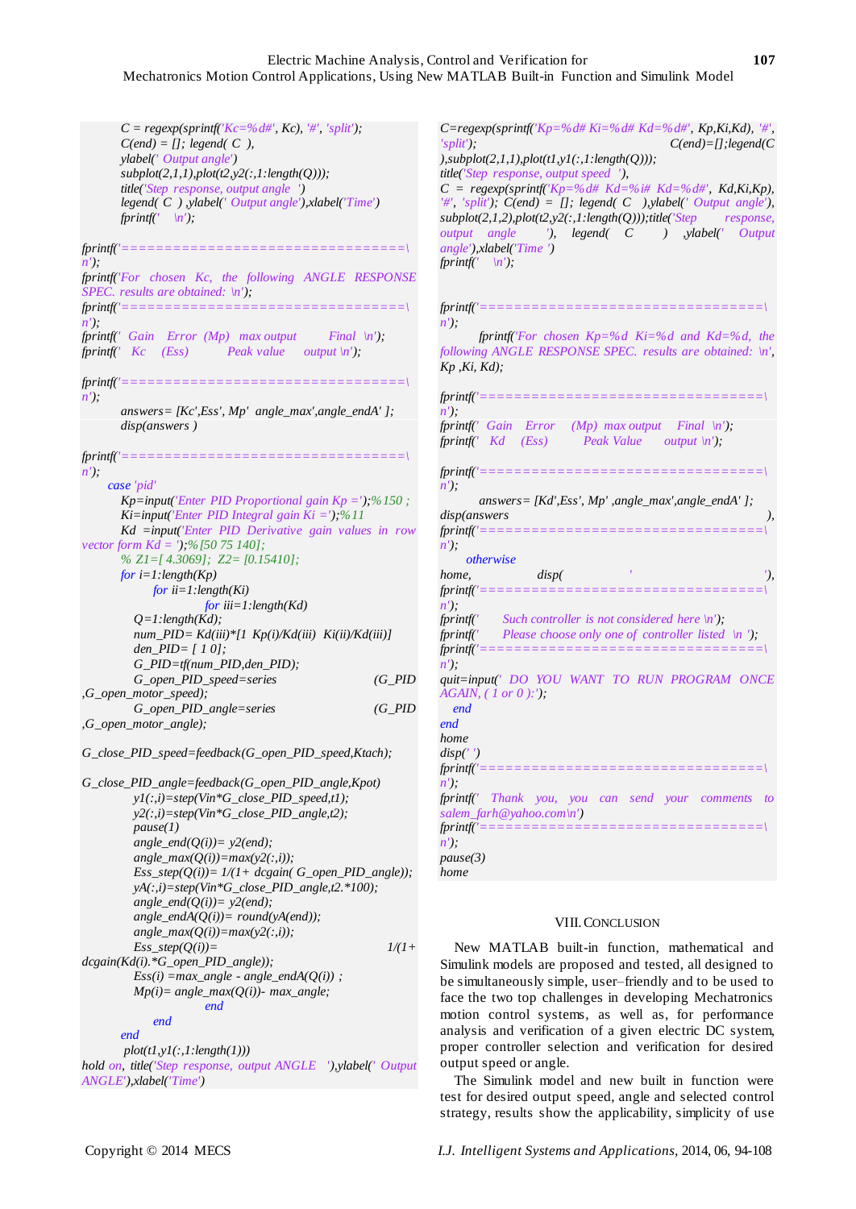```
        C = regexp(sprintf('Kc=%d#', Kc), '#', 'split');
        C(end) = []; legend( C  ),
        ylabel(' Output angle')
        subplot(2,1,1),plot(t2,y2(:,1:length(Q)));
        title('Step response, output angle  ')
        legend( C  ) ,ylabel(' Output angle'),xlabel('Time')
        fprintf('     \n');

fprintf('==================================\n');
fprintf('For chosen Kc, the following ANGLE RESPONSE SPEC. results are obtained: \n');
fprintf('==================================\n');
fprintf('  Gain   Error  (Mp)  max output        Final  \n');
fprintf('   Kc    (Ess)          Peak value      output \n');

fprintf('==================================\n');
        answers= [Kc',Ess', Mp'  angle_max',angle_endA' ];
        disp(answers )

fprintf('==================================\n');
    case 'pid'
        Kp=input('Enter PID Proportional gain Kp =');%150 ;
        Ki=input('Enter PID Integral gain Ki =');%11
        Kd  =input('Enter PID Derivative gain values in row vector form Kd = ');%[50 75 140];
        % Z1=[ 4.3069];  Z2= [0.15410];
        for i=1:length(Kp)
            for ii=1:length(Ki)
                for iii=1:length(Kd)
          Q=1:length(Kd);
          num_PID= Kd(iii)*[1  Kp(i)/Kd(iii)  Ki(ii)/Kd(iii)]
          den_PID= [ 1 0];
          G_PID=tf(num_PID,den_PID);
          G_open_PID_speed=series                    (G_PID ,G_open_motor_speed);
          G_open_PID_angle=series                    (G_PID ,G_open_motor_angle);

G_close_PID_speed=feedback(G_open_PID_speed,Ktach);

G_close_PID_angle=feedback(G_open_PID_angle,Kpot)
          y1(:,i)=step(Vin*G_close_PID_speed,t1);
          y2(:,i)=step(Vin*G_close_PID_angle,t2);
          pause(1)
          angle_end(Q(i))= y2(end);
          angle_max(Q(i))=max(y2(:,i));
          Ess_step(Q(i))= 1/(1+ dcgain( G_open_PID_angle));
          yA(:,i)=step(Vin*G_close_PID_angle,t2.*100);
          angle_end(Q(i))= y2(end);
          angle_endA(Q(i))= round(yA(end));
          angle_max(Q(i))=max(y2(:,i));
          Ess_step(Q(i))=                              1/(1+ dcgain(Kd(i).*G_open_PID_angle));
          Ess(i) =max_angle - angle_endA(Q(i)) ;
          Mp(i)= angle_max(Q(i))- max_angle;
                end
            end
        end
         plot(t1,y1(:,1:length(1)))
hold on, title('Step response, output ANGLE  '),ylabel(' Output ANGLE'),xlabel('Time')
C=regexp(sprintf('Kp=%d# Ki=%d# Kd=%d#', Kp,Ki,Kd), '#', 'split');                                    C(end)=[];legend(C ),subplot(2,1,1),plot(t1,y1(:,1:length(Q)));
title('Step response, output speed  '),
C = regexp(sprintf('Kp=%d#  Kd=%i#  Kd=%d#', Kd,Ki,Kp), '#', 'split'); C(end) = []; legend( C  ),ylabel(' Output angle'),
subplot(2,1,2),plot(t2,y2(:,1:length(Q)));title('Step      response, output  angle      '),  legend(  C      )   ,ylabel('  Output angle'),xlabel('Time ')
fprintf('     \n');

fprintf('==================================\n');
        fprintf('For chosen Kp=%d Ki=%d and Kd=%d, the following ANGLE RESPONSE SPEC. results are obtained: \n', Kp ,Ki, Kd);

fprintf('==================================\n');
fprintf('  Gain   Error    (Mp)  max output    Final  \n');
fprintf('   Kd    (Ess)          Peak Value      output \n');

fprintf('==================================\n');
        answers= [Kd',Ess', Mp' ,angle_max',angle_endA' ];
disp(answers                                             ),
fprintf('==================================\n');
    otherwise
home,                 disp(                  '                          '),
fprintf('==================================\n');
fprintf('      Such controller is not considered here \n');
fprintf('      Please choose only one of controller listed  \n ');
fprintf('==================================\n');
quit=input(' DO YOU WANT TO RUN PROGRAM ONCE AGAIN, ( 1 or 0 ):');
  end
end
home
disp(' ')
fprintf('==================================\n');
fprintf('  Thank  you,  you  can  send  your  comments  to salem_farh@yahoo.com\n')
fprintf('==================================\n');
pause(3)
home
```

## VIII. Conclusion

New MATLAB built-in function, mathematical and Simulink models are proposed and tested, all designed to be simultaneously simple, user–friendly and to be used to face the two top challenges in developing Mechatronics motion control systems, as well as, for performance analysis and verification of a given electric DC system, proper controller selection and verification for desired output speed or angle.

The Simulink model and new built in function were test for desired output speed, angle and selected control strategy, results show the applicability, simplicity of use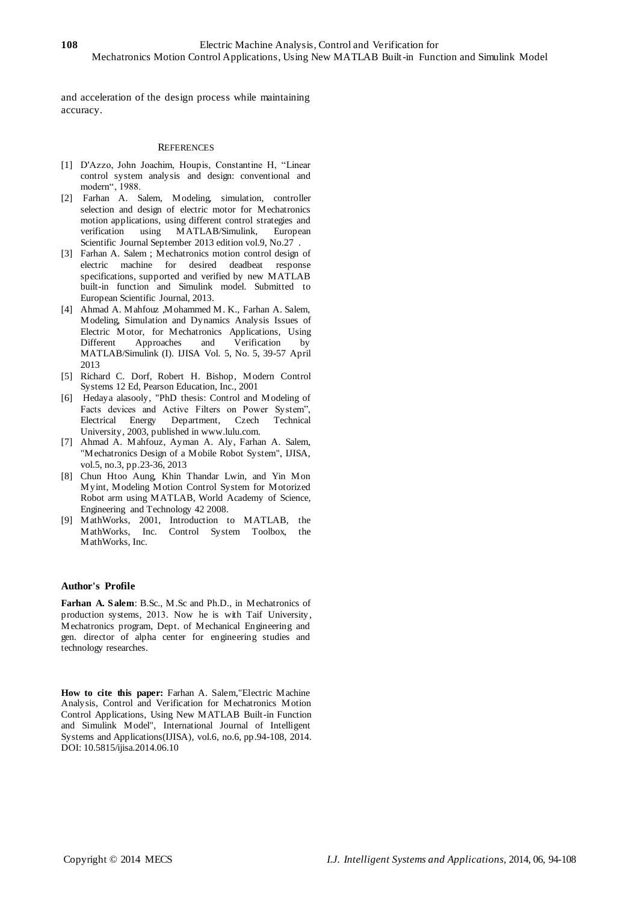and acceleration of the design process while maintaining accuracy.

## REFERENCES

[1] D'Azzo, John Joachim, Houpis, Constantine H, "Linear control system analysis and design: conventional and modern", 1988.

[2] Farhan A. Salem, Modeling, simulation, controller selection and design of electric motor for Mechatronics motion applications, using different control strategies and verification using MATLAB/Simulink, European Scientific Journal September 2013 edition vol.9, No.27 .

[3] Farhan A. Salem ; Mechatronics motion control design of electric machine for desired deadbeat response specifications, supported and verified by new MATLAB built-in function and Simulink model. Submitted to European Scientific Journal, 2013.

[4] Ahmad A. Mahfouz ,Mohammed M. K., Farhan A. Salem, Modeling, Simulation and Dynamics Analysis Issues of Electric Motor, for Mechatronics Applications, Using Different Approaches and Verification by MATLAB/Simulink (I). IJISA Vol. 5, No. 5, 39-57 April 2013

[5] Richard C. Dorf, Robert H. Bishop, Modern Control Systems 12 Ed, Pearson Education, Inc., 2001

[6] Hedaya alasooly, "PhD thesis: Control and Modeling of Facts devices and Active Filters on Power System", Electrical Energy Department, Czech Technical University, 2003, published in www.lulu.com.

[7] Ahmad A. Mahfouz, Ayman A. Aly, Farhan A. Salem, "Mechatronics Design of a Mobile Robot System", IJISA, vol.5, no.3, pp.23-36, 2013

[8] Chun Htoo Aung, Khin Thandar Lwin, and Yin Mon Myint, Modeling Motion Control System for Motorized Robot arm using MATLAB, World Academy of Science, Engineering and Technology 42 2008.

[9] MathWorks, 2001, Introduction to MATLAB, the MathWorks, Inc. Control System Toolbox, the MathWorks, Inc.

### Author's Profile

**Farhan A. Salem**: B.Sc., M.Sc and Ph.D., in Mechatronics of production systems, 2013. Now he is with Taif University, Mechatronics program, Dept. of Mechanical Engineering and gen. director of alpha center for engineering studies and technology researches.

**How to cite this paper:** Farhan A. Salem,"Electric Machine Analysis, Control and Verification for Mechatronics Motion Control Applications, Using New MATLAB Built-in Function and Simulink Model", International Journal of Intelligent Systems and Applications(IJISA), vol.6, no.6, pp.94-108, 2014. DOI: 10.5815/ijisa.2014.06.10